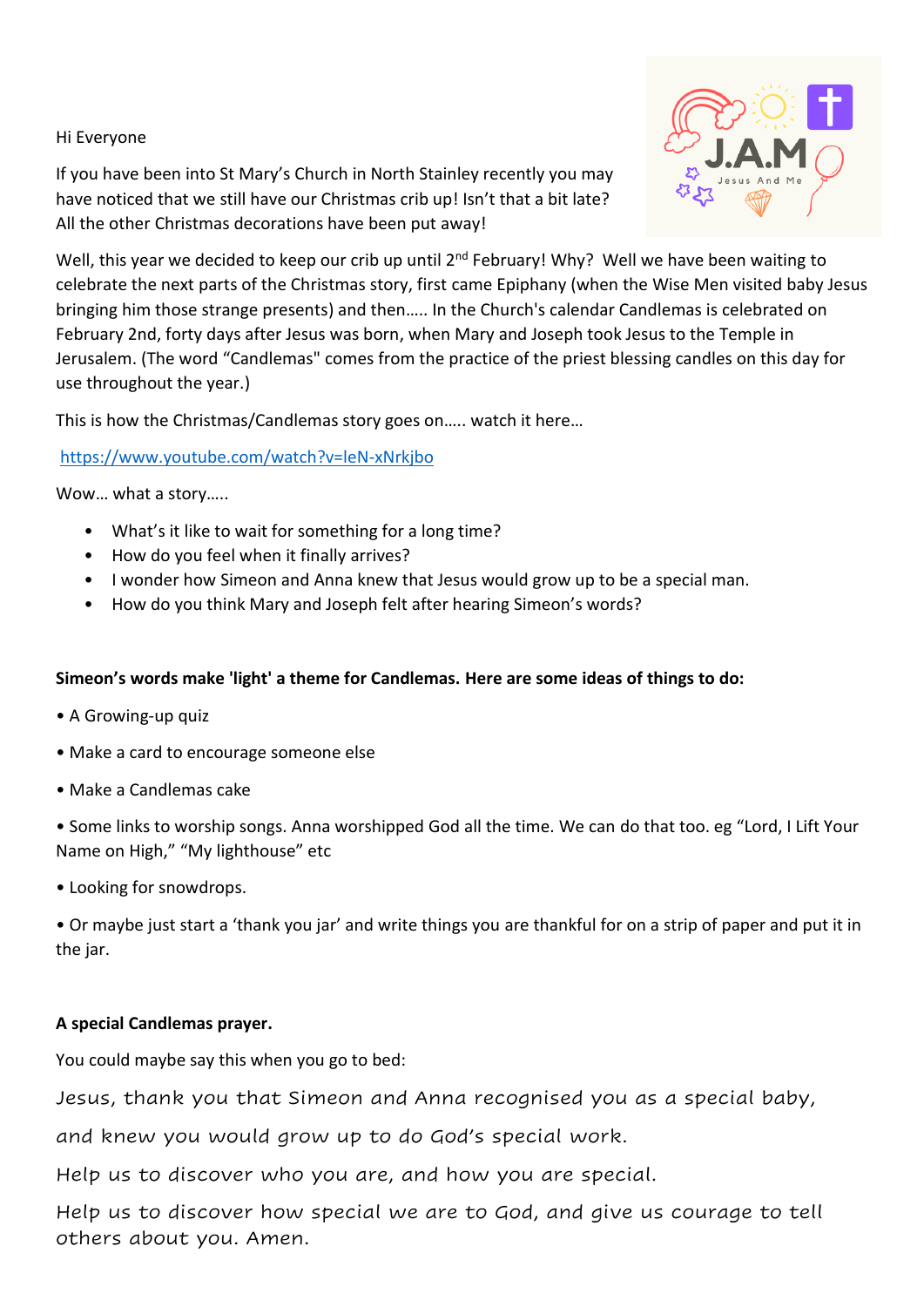Hi Everyone

If you have been into St Mary's Church in North Stainley recently you may have noticed that we still have our Christmas crib up! Isn't that a bit late? All the other Christmas decorations have been put away!

Well, this year we decided to keep our crib up until 2nd February! Why? Well we have been waiting to celebrate the next parts of the Christmas story, first came Epiphany (when the Wise Men visited baby Jesus bringing him those strange presents) and then….. In the Church's calendar Candlemas is celebrated on February 2nd, forty days after Jesus was born, when Mary and Joseph took Jesus to the Temple in Jerusalem. (The word "Candlemas" comes from the practice of the priest blessing candles on this day for use throughout the year.)

This is how the Christmas/Candlemas story goes on….. watch it here…

https://www.youtube.com/watch?v=leN-xNrkjbo

Wow… what a story…..

- What's it like to wait for something for a long time?
- How do you feel when it finally arrives?
- I wonder how Simeon and Anna knew that Jesus would grow up to be a special man.
- How do you think Mary and Joseph felt after hearing Simeon's words?

**Simeon's words make 'light' a theme for Candlemas. Here are some ideas of things to do:**

- A Growing-up quiz
- Make a card to encourage someone else
- Make a Candlemas cake
- Some links to worship songs. Anna worshipped God all the time. We can do that too. eg "Lord, I Lift Your Name on High," "My lighthouse" etc
- Looking for snowdrops.
- Or maybe just start a 'thank you jar' and write things you are thankful for on a strip of paper and put it in the jar.

**A special Candlemas prayer.**

You could maybe say this when you go to bed:

Jesus, thank you that Simeon and Anna recognised you as a special baby,

and knew you would grow up to do God's special work.

Help us to discover who you are, and how you are special.

Help us to discover how special we are to God, and give us courage to tell others about you. Amen.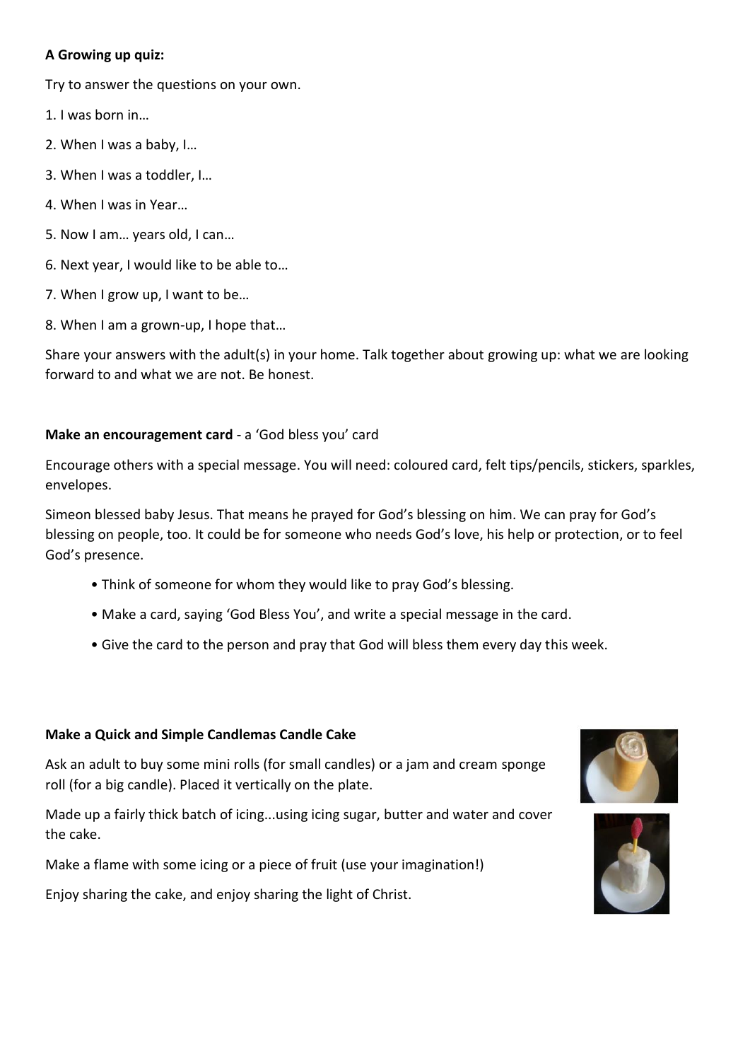**A Growing up quiz:**

Try to answer the questions on your own.

1. I was born in…
2. When I was a baby, I…
3. When I was a toddler, I…
4. When I was in Year…
5. Now I am… years old, I can…
6. Next year, I would like to be able to…
7. When I grow up, I want to be…
8. When I am a grown-up, I hope that…

Share your answers with the adult(s) in your home. Talk together about growing up: what we are looking forward to and what we are not. Be honest.

**Make an encouragement card** - a 'God bless you' card

Encourage others with a special message. You will need: coloured card, felt tips/pencils, stickers, sparkles, envelopes.

Simeon blessed baby Jesus. That means he prayed for God's blessing on him. We can pray for God's blessing on people, too. It could be for someone who needs God's love, his help or protection, or to feel God's presence.

- Think of someone for whom they would like to pray God's blessing.
- Make a card, saying 'God Bless You', and write a special message in the card.
- Give the card to the person and pray that God will bless them every day this week.

**Make a Quick and Simple Candlemas Candle Cake**

Ask an adult to buy some mini rolls (for small candles) or a jam and cream sponge roll (for a big candle). Placed it vertically on the plate.

Made up a fairly thick batch of icing...using icing sugar, butter and water and cover the cake.

Make a flame with some icing or a piece of fruit (use your imagination!)

Enjoy sharing the cake, and enjoy sharing the light of Christ.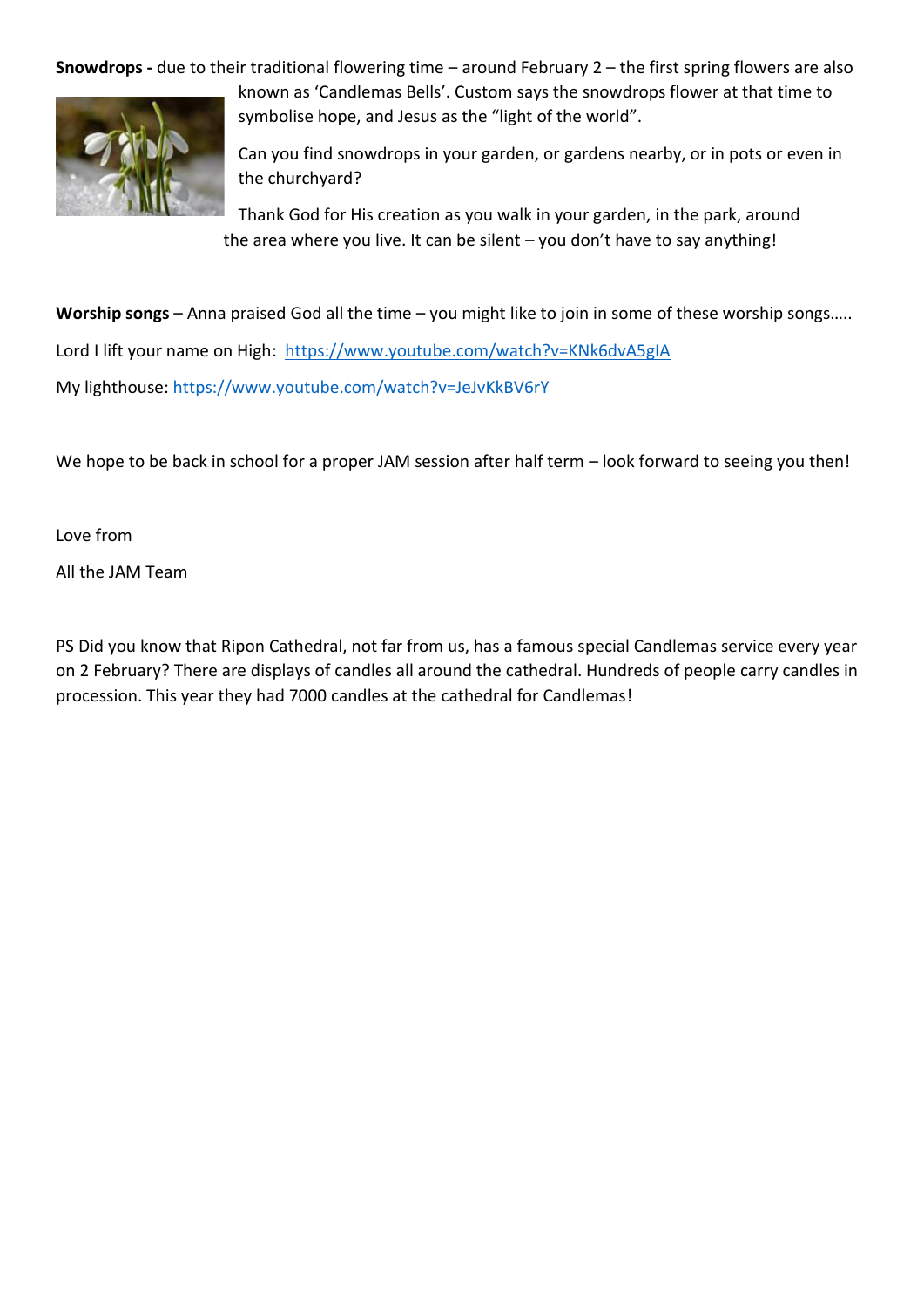**Snowdrops -** due to their traditional flowering time – around February 2 – the first spring flowers are also known as 'Candlemas Bells'. Custom says the snowdrops flower at that time to symbolise hope, and Jesus as the "light of the world".

Can you find snowdrops in your garden, or gardens nearby, or in pots or even in the churchyard?

Thank God for His creation as you walk in your garden, in the park, around the area where you live. It can be silent – you don't have to say anything!

**Worship songs** – Anna praised God all the time – you might like to join in some of these worship songs…..

Lord I lift your name on High: https://www.youtube.com/watch?v=KNk6dvA5gIA

My lighthouse: https://www.youtube.com/watch?v=JeJvKkBV6rY

We hope to be back in school for a proper JAM session after half term – look forward to seeing you then!

Love from

All the JAM Team

PS Did you know that Ripon Cathedral, not far from us, has a famous special Candlemas service every year on 2 February? There are displays of candles all around the cathedral. Hundreds of people carry candles in procession. This year they had 7000 candles at the cathedral for Candlemas!